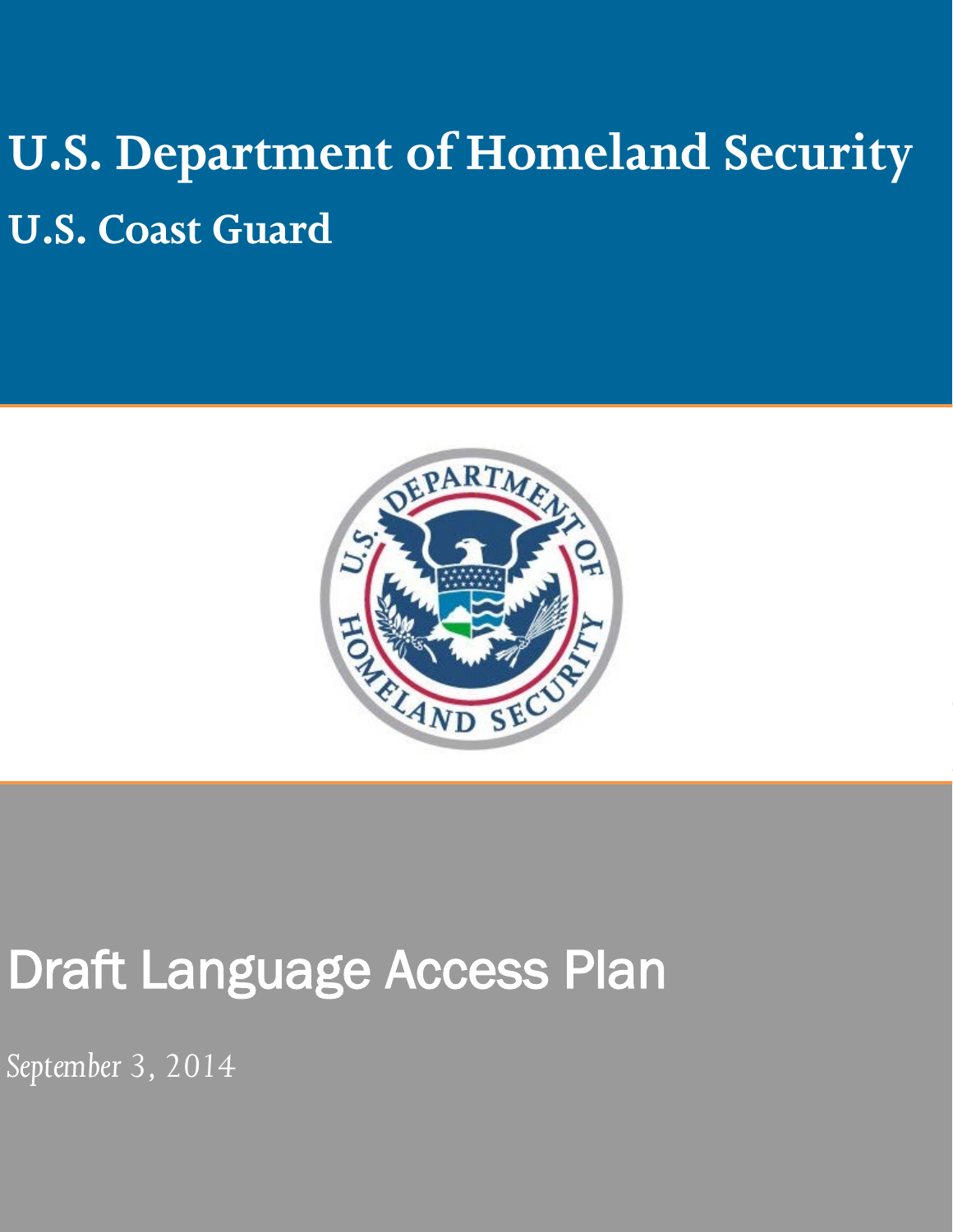# U.S. Department of Homeland Security

## U.S. Coast Guard

# Draft Language Access Plan

*September 3, 2014*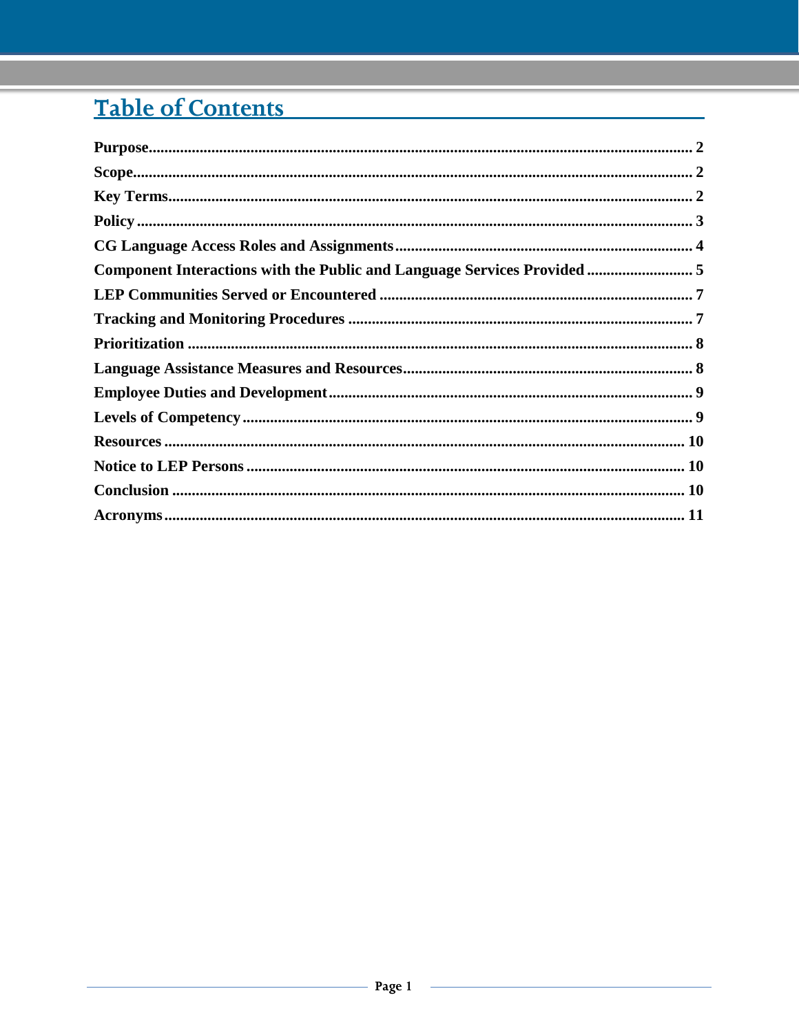# Table of Contents

**Purpose** ..... 2
**Scope** ..... 2
**Key Terms** ..... 2
**Policy** ..... 3
**CG Language Access Roles and Assignments** ..... 4
**Component Interactions with the Public and Language Services Provided** ..... 5
**LEP Communities Served or Encountered** ..... 7
**Tracking and Monitoring Procedures** ..... 7
**Prioritization** ..... 8
**Language Assistance Measures and Resources** ..... 8
**Employee Duties and Development** ..... 9
**Levels of Competency** ..... 9
**Resources** ..... 10
**Notice to LEP Persons** ..... 10
**Conclusion** ..... 10
**Acronyms** ..... 11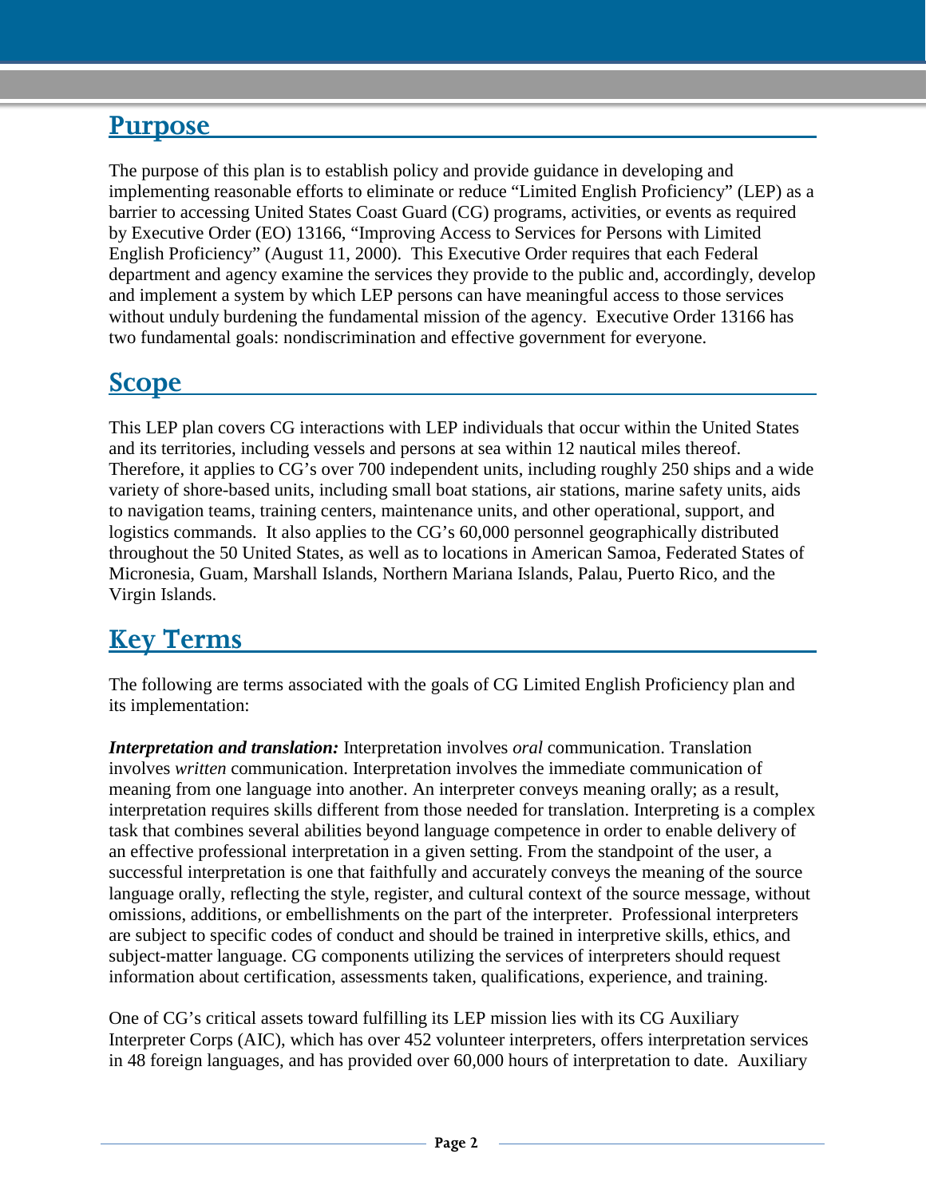## Purpose

The purpose of this plan is to establish policy and provide guidance in developing and implementing reasonable efforts to eliminate or reduce "Limited English Proficiency" (LEP) as a barrier to accessing United States Coast Guard (CG) programs, activities, or events as required by Executive Order (EO) 13166, "Improving Access to Services for Persons with Limited English Proficiency" (August 11, 2000). This Executive Order requires that each Federal department and agency examine the services they provide to the public and, accordingly, develop and implement a system by which LEP persons can have meaningful access to those services without unduly burdening the fundamental mission of the agency. Executive Order 13166 has two fundamental goals: nondiscrimination and effective government for everyone.

## Scope

This LEP plan covers CG interactions with LEP individuals that occur within the United States and its territories, including vessels and persons at sea within 12 nautical miles thereof. Therefore, it applies to CG's over 700 independent units, including roughly 250 ships and a wide variety of shore-based units, including small boat stations, air stations, marine safety units, aids to navigation teams, training centers, maintenance units, and other operational, support, and logistics commands. It also applies to the CG's 60,000 personnel geographically distributed throughout the 50 United States, as well as to locations in American Samoa, Federated States of Micronesia, Guam, Marshall Islands, Northern Mariana Islands, Palau, Puerto Rico, and the Virgin Islands.

## Key Terms

The following are terms associated with the goals of CG Limited English Proficiency plan and its implementation:

***Interpretation and translation:*** Interpretation involves *oral* communication. Translation involves *written* communication. Interpretation involves the immediate communication of meaning from one language into another. An interpreter conveys meaning orally; as a result, interpretation requires skills different from those needed for translation. Interpreting is a complex task that combines several abilities beyond language competence in order to enable delivery of an effective professional interpretation in a given setting. From the standpoint of the user, a successful interpretation is one that faithfully and accurately conveys the meaning of the source language orally, reflecting the style, register, and cultural context of the source message, without omissions, additions, or embellishments on the part of the interpreter. Professional interpreters are subject to specific codes of conduct and should be trained in interpretive skills, ethics, and subject-matter language. CG components utilizing the services of interpreters should request information about certification, assessments taken, qualifications, experience, and training.

One of CG's critical assets toward fulfilling its LEP mission lies with its CG Auxiliary Interpreter Corps (AIC), which has over 452 volunteer interpreters, offers interpretation services in 48 foreign languages, and has provided over 60,000 hours of interpretation to date. Auxiliary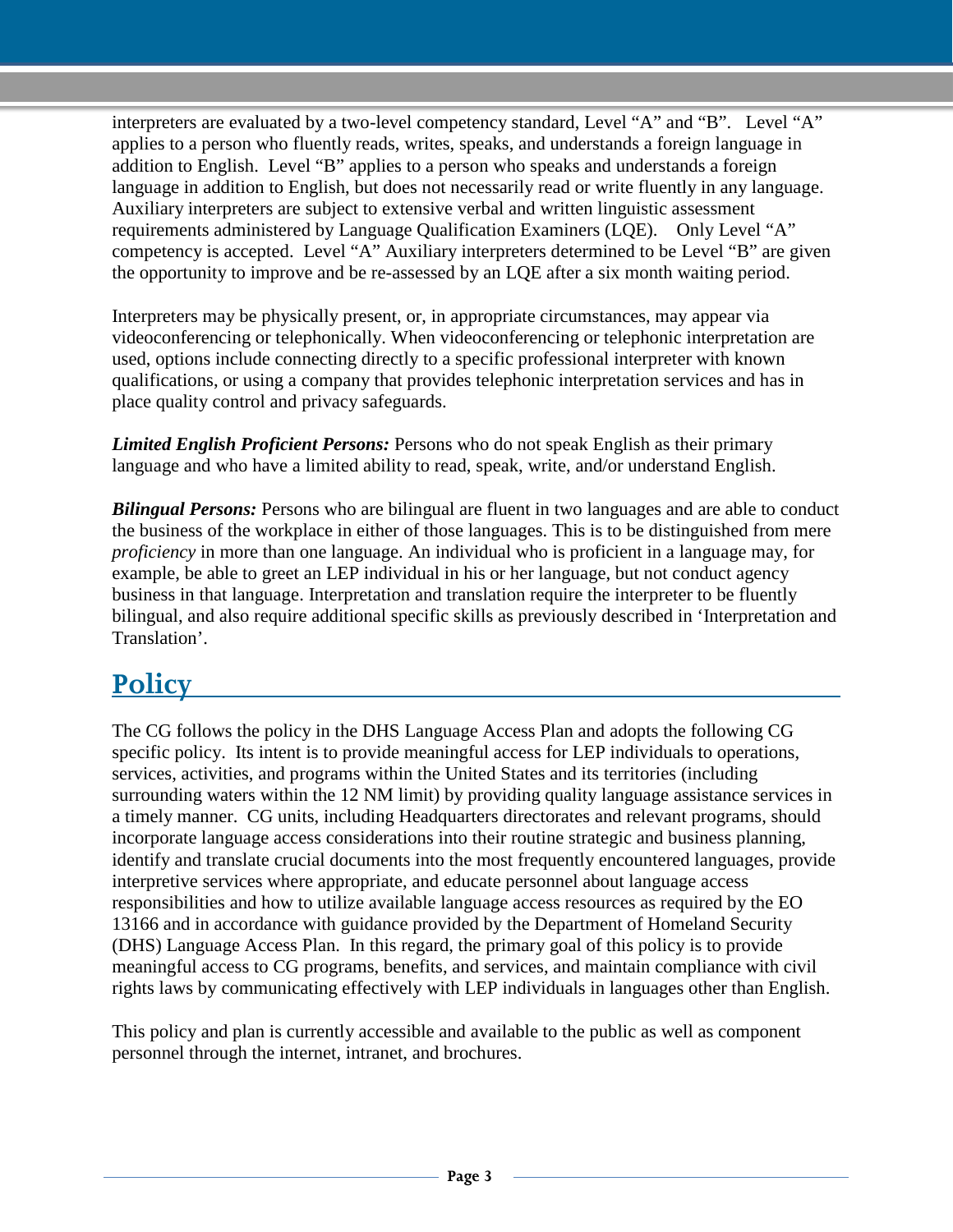interpreters are evaluated by a two-level competency standard, Level "A" and "B". Level "A" applies to a person who fluently reads, writes, speaks, and understands a foreign language in addition to English. Level "B" applies to a person who speaks and understands a foreign language in addition to English, but does not necessarily read or write fluently in any language. Auxiliary interpreters are subject to extensive verbal and written linguistic assessment requirements administered by Language Qualification Examiners (LQE). Only Level "A" competency is accepted. Level "A" Auxiliary interpreters determined to be Level "B" are given the opportunity to improve and be re-assessed by an LQE after a six month waiting period.

Interpreters may be physically present, or, in appropriate circumstances, may appear via videoconferencing or telephonically. When videoconferencing or telephonic interpretation are used, options include connecting directly to a specific professional interpreter with known qualifications, or using a company that provides telephonic interpretation services and has in place quality control and privacy safeguards.

***Limited English Proficient Persons:*** Persons who do not speak English as their primary language and who have a limited ability to read, speak, write, and/or understand English.

***Bilingual Persons:*** Persons who are bilingual are fluent in two languages and are able to conduct the business of the workplace in either of those languages. This is to be distinguished from mere *proficiency* in more than one language. An individual who is proficient in a language may, for example, be able to greet an LEP individual in his or her language, but not conduct agency business in that language. Interpretation and translation require the interpreter to be fluently bilingual, and also require additional specific skills as previously described in 'Interpretation and Translation'.

## Policy

The CG follows the policy in the DHS Language Access Plan and adopts the following CG specific policy. Its intent is to provide meaningful access for LEP individuals to operations, services, activities, and programs within the United States and its territories (including surrounding waters within the 12 NM limit) by providing quality language assistance services in a timely manner. CG units, including Headquarters directorates and relevant programs, should incorporate language access considerations into their routine strategic and business planning, identify and translate crucial documents into the most frequently encountered languages, provide interpretive services where appropriate, and educate personnel about language access responsibilities and how to utilize available language access resources as required by the EO 13166 and in accordance with guidance provided by the Department of Homeland Security (DHS) Language Access Plan. In this regard, the primary goal of this policy is to provide meaningful access to CG programs, benefits, and services, and maintain compliance with civil rights laws by communicating effectively with LEP individuals in languages other than English.

This policy and plan is currently accessible and available to the public as well as component personnel through the internet, intranet, and brochures.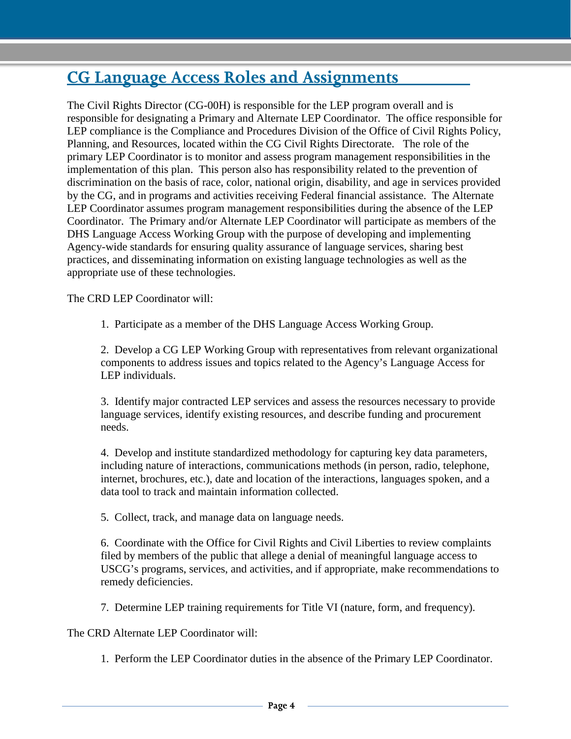## CG Language Access Roles and Assignments

The Civil Rights Director (CG-00H) is responsible for the LEP program overall and is responsible for designating a Primary and Alternate LEP Coordinator. The office responsible for LEP compliance is the Compliance and Procedures Division of the Office of Civil Rights Policy, Planning, and Resources, located within the CG Civil Rights Directorate. The role of the primary LEP Coordinator is to monitor and assess program management responsibilities in the implementation of this plan. This person also has responsibility related to the prevention of discrimination on the basis of race, color, national origin, disability, and age in services provided by the CG, and in programs and activities receiving Federal financial assistance. The Alternate LEP Coordinator assumes program management responsibilities during the absence of the LEP Coordinator. The Primary and/or Alternate LEP Coordinator will participate as members of the DHS Language Access Working Group with the purpose of developing and implementing Agency-wide standards for ensuring quality assurance of language services, sharing best practices, and disseminating information on existing language technologies as well as the appropriate use of these technologies.

The CRD LEP Coordinator will:

1. Participate as a member of the DHS Language Access Working Group.

2. Develop a CG LEP Working Group with representatives from relevant organizational components to address issues and topics related to the Agency's Language Access for LEP individuals.

3. Identify major contracted LEP services and assess the resources necessary to provide language services, identify existing resources, and describe funding and procurement needs.

4. Develop and institute standardized methodology for capturing key data parameters, including nature of interactions, communications methods (in person, radio, telephone, internet, brochures, etc.), date and location of the interactions, languages spoken, and a data tool to track and maintain information collected.

5. Collect, track, and manage data on language needs.

6. Coordinate with the Office for Civil Rights and Civil Liberties to review complaints filed by members of the public that allege a denial of meaningful language access to USCG's programs, services, and activities, and if appropriate, make recommendations to remedy deficiencies.

7. Determine LEP training requirements for Title VI (nature, form, and frequency).

The CRD Alternate LEP Coordinator will:

1. Perform the LEP Coordinator duties in the absence of the Primary LEP Coordinator.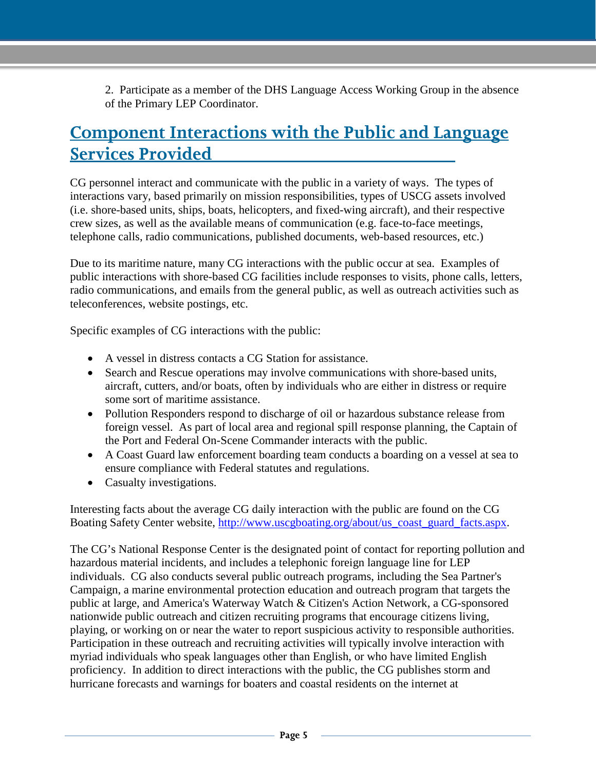2. Participate as a member of the DHS Language Access Working Group in the absence of the Primary LEP Coordinator.

## Component Interactions with the Public and Language Services Provided

CG personnel interact and communicate with the public in a variety of ways. The types of interactions vary, based primarily on mission responsibilities, types of USCG assets involved (i.e. shore-based units, ships, boats, helicopters, and fixed-wing aircraft), and their respective crew sizes, as well as the available means of communication (e.g. face-to-face meetings, telephone calls, radio communications, published documents, web-based resources, etc.)

Due to its maritime nature, many CG interactions with the public occur at sea. Examples of public interactions with shore-based CG facilities include responses to visits, phone calls, letters, radio communications, and emails from the general public, as well as outreach activities such as teleconferences, website postings, etc.

Specific examples of CG interactions with the public:

- A vessel in distress contacts a CG Station for assistance.
- Search and Rescue operations may involve communications with shore-based units, aircraft, cutters, and/or boats, often by individuals who are either in distress or require some sort of maritime assistance.
- Pollution Responders respond to discharge of oil or hazardous substance release from foreign vessel. As part of local area and regional spill response planning, the Captain of the Port and Federal On-Scene Commander interacts with the public.
- A Coast Guard law enforcement boarding team conducts a boarding on a vessel at sea to ensure compliance with Federal statutes and regulations.
- Casualty investigations.

Interesting facts about the average CG daily interaction with the public are found on the CG Boating Safety Center website, [http://www.uscgboating.org/about/us_coast_guard_facts.aspx](http://www.uscgboating.org/about/us_coast_guard_facts.aspx).

The CG's National Response Center is the designated point of contact for reporting pollution and hazardous material incidents, and includes a telephonic foreign language line for LEP individuals. CG also conducts several public outreach programs, including the Sea Partner's Campaign, a marine environmental protection education and outreach program that targets the public at large, and America's Waterway Watch & Citizen's Action Network, a CG-sponsored nationwide public outreach and citizen recruiting programs that encourage citizens living, playing, or working on or near the water to report suspicious activity to responsible authorities. Participation in these outreach and recruiting activities will typically involve interaction with myriad individuals who speak languages other than English, or who have limited English proficiency. In addition to direct interactions with the public, the CG publishes storm and hurricane forecasts and warnings for boaters and coastal residents on the internet at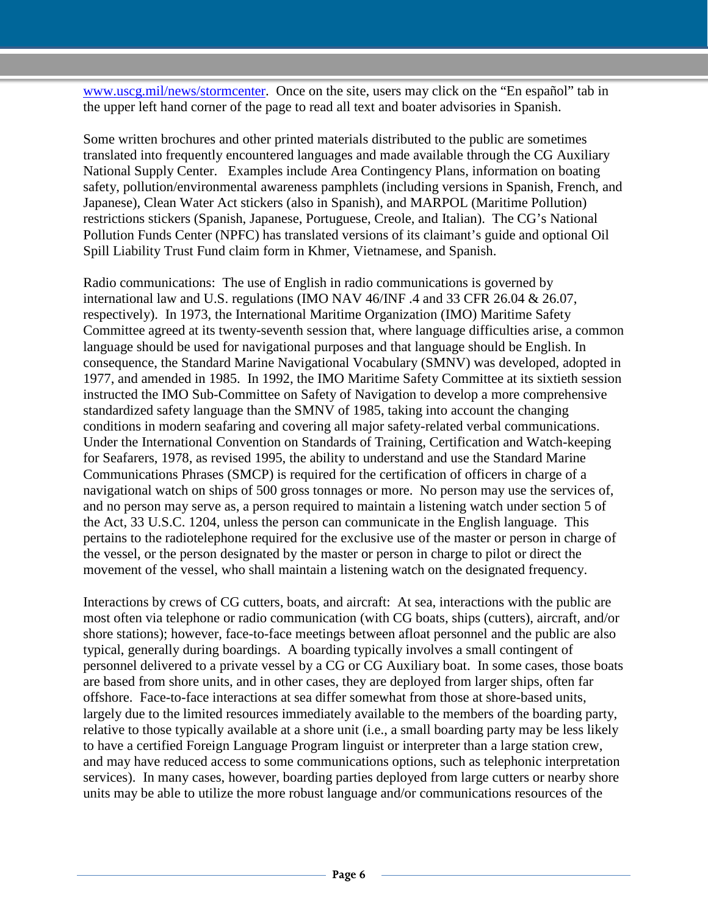www.uscg.mil/news/stormcenter. Once on the site, users may click on the “En español” tab in the upper left hand corner of the page to read all text and boater advisories in Spanish.

Some written brochures and other printed materials distributed to the public are sometimes translated into frequently encountered languages and made available through the CG Auxiliary National Supply Center. Examples include Area Contingency Plans, information on boating safety, pollution/environmental awareness pamphlets (including versions in Spanish, French, and Japanese), Clean Water Act stickers (also in Spanish), and MARPOL (Maritime Pollution) restrictions stickers (Spanish, Japanese, Portuguese, Creole, and Italian). The CG’s National Pollution Funds Center (NPFC) has translated versions of its claimant’s guide and optional Oil Spill Liability Trust Fund claim form in Khmer, Vietnamese, and Spanish.

Radio communications: The use of English in radio communications is governed by international law and U.S. regulations (IMO NAV 46/INF .4 and 33 CFR 26.04 & 26.07, respectively). In 1973, the International Maritime Organization (IMO) Maritime Safety Committee agreed at its twenty-seventh session that, where language difficulties arise, a common language should be used for navigational purposes and that language should be English. In consequence, the Standard Marine Navigational Vocabulary (SMNV) was developed, adopted in 1977, and amended in 1985. In 1992, the IMO Maritime Safety Committee at its sixtieth session instructed the IMO Sub-Committee on Safety of Navigation to develop a more comprehensive standardized safety language than the SMNV of 1985, taking into account the changing conditions in modern seafaring and covering all major safety-related verbal communications. Under the International Convention on Standards of Training, Certification and Watch-keeping for Seafarers, 1978, as revised 1995, the ability to understand and use the Standard Marine Communications Phrases (SMCP) is required for the certification of officers in charge of a navigational watch on ships of 500 gross tonnages or more. No person may use the services of, and no person may serve as, a person required to maintain a listening watch under section 5 of the Act, 33 U.S.C. 1204, unless the person can communicate in the English language. This pertains to the radiotelephone required for the exclusive use of the master or person in charge of the vessel, or the person designated by the master or person in charge to pilot or direct the movement of the vessel, who shall maintain a listening watch on the designated frequency.

Interactions by crews of CG cutters, boats, and aircraft: At sea, interactions with the public are most often via telephone or radio communication (with CG boats, ships (cutters), aircraft, and/or shore stations); however, face-to-face meetings between afloat personnel and the public are also typical, generally during boardings. A boarding typically involves a small contingent of personnel delivered to a private vessel by a CG or CG Auxiliary boat. In some cases, those boats are based from shore units, and in other cases, they are deployed from larger ships, often far offshore. Face-to-face interactions at sea differ somewhat from those at shore-based units, largely due to the limited resources immediately available to the members of the boarding party, relative to those typically available at a shore unit (i.e., a small boarding party may be less likely to have a certified Foreign Language Program linguist or interpreter than a large station crew, and may have reduced access to some communications options, such as telephonic interpretation services). In many cases, however, boarding parties deployed from large cutters or nearby shore units may be able to utilize the more robust language and/or communications resources of the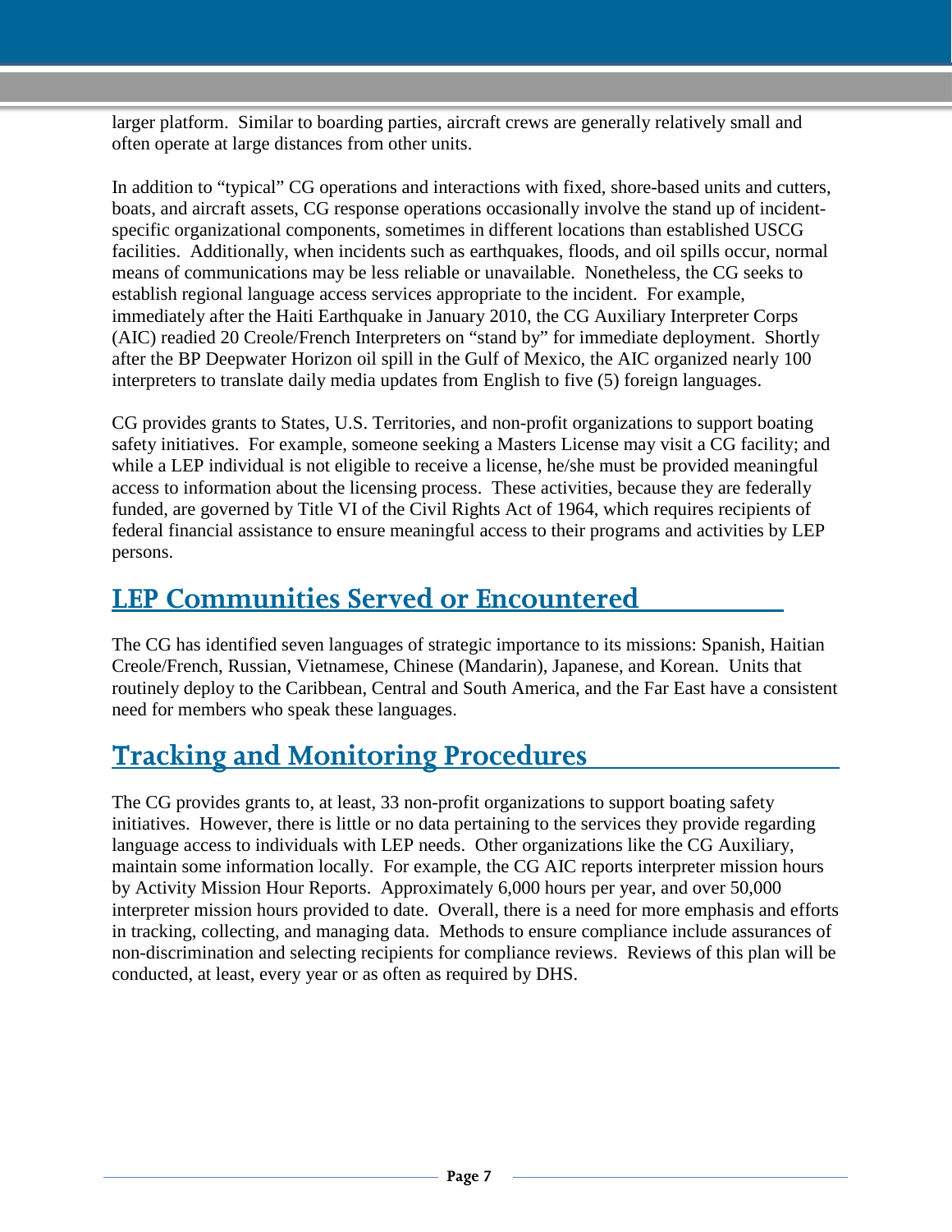larger platform. Similar to boarding parties, aircraft crews are generally relatively small and often operate at large distances from other units.

In addition to "typical" CG operations and interactions with fixed, shore-based units and cutters, boats, and aircraft assets, CG response operations occasionally involve the stand up of incident-specific organizational components, sometimes in different locations than established USCG facilities. Additionally, when incidents such as earthquakes, floods, and oil spills occur, normal means of communications may be less reliable or unavailable. Nonetheless, the CG seeks to establish regional language access services appropriate to the incident. For example, immediately after the Haiti Earthquake in January 2010, the CG Auxiliary Interpreter Corps (AIC) readied 20 Creole/French Interpreters on "stand by" for immediate deployment. Shortly after the BP Deepwater Horizon oil spill in the Gulf of Mexico, the AIC organized nearly 100 interpreters to translate daily media updates from English to five (5) foreign languages.

CG provides grants to States, U.S. Territories, and non-profit organizations to support boating safety initiatives. For example, someone seeking a Masters License may visit a CG facility; and while a LEP individual is not eligible to receive a license, he/she must be provided meaningful access to information about the licensing process. These activities, because they are federally funded, are governed by Title VI of the Civil Rights Act of 1964, which requires recipients of federal financial assistance to ensure meaningful access to their programs and activities by LEP persons.

## LEP Communities Served or Encountered

The CG has identified seven languages of strategic importance to its missions: Spanish, Haitian Creole/French, Russian, Vietnamese, Chinese (Mandarin), Japanese, and Korean. Units that routinely deploy to the Caribbean, Central and South America, and the Far East have a consistent need for members who speak these languages.

## Tracking and Monitoring Procedures

The CG provides grants to, at least, 33 non-profit organizations to support boating safety initiatives. However, there is little or no data pertaining to the services they provide regarding language access to individuals with LEP needs. Other organizations like the CG Auxiliary, maintain some information locally. For example, the CG AIC reports interpreter mission hours by Activity Mission Hour Reports. Approximately 6,000 hours per year, and over 50,000 interpreter mission hours provided to date. Overall, there is a need for more emphasis and efforts in tracking, collecting, and managing data. Methods to ensure compliance include assurances of non-discrimination and selecting recipients for compliance reviews. Reviews of this plan will be conducted, at least, every year or as often as required by DHS.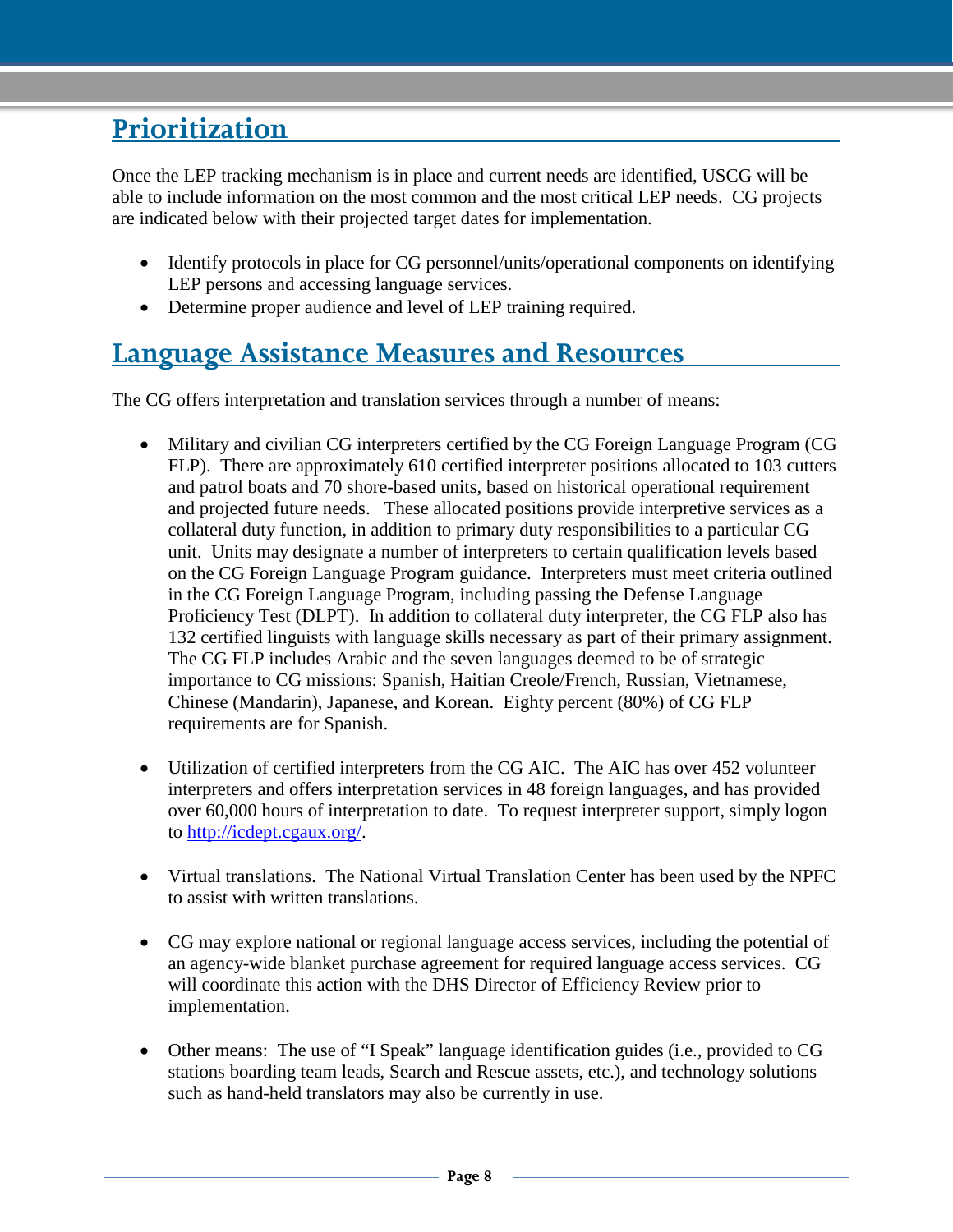## Prioritization

Once the LEP tracking mechanism is in place and current needs are identified, USCG will be able to include information on the most common and the most critical LEP needs. CG projects are indicated below with their projected target dates for implementation.

- Identify protocols in place for CG personnel/units/operational components on identifying LEP persons and accessing language services.
- Determine proper audience and level of LEP training required.

## Language Assistance Measures and Resources

The CG offers interpretation and translation services through a number of means:

- Military and civilian CG interpreters certified by the CG Foreign Language Program (CG FLP). There are approximately 610 certified interpreter positions allocated to 103 cutters and patrol boats and 70 shore-based units, based on historical operational requirement and projected future needs. These allocated positions provide interpretive services as a collateral duty function, in addition to primary duty responsibilities to a particular CG unit. Units may designate a number of interpreters to certain qualification levels based on the CG Foreign Language Program guidance. Interpreters must meet criteria outlined in the CG Foreign Language Program, including passing the Defense Language Proficiency Test (DLPT). In addition to collateral duty interpreter, the CG FLP also has 132 certified linguists with language skills necessary as part of their primary assignment. The CG FLP includes Arabic and the seven languages deemed to be of strategic importance to CG missions: Spanish, Haitian Creole/French, Russian, Vietnamese, Chinese (Mandarin), Japanese, and Korean. Eighty percent (80%) of CG FLP requirements are for Spanish.

- Utilization of certified interpreters from the CG AIC. The AIC has over 452 volunteer interpreters and offers interpretation services in 48 foreign languages, and has provided over 60,000 hours of interpretation to date. To request interpreter support, simply logon to [http://icdept.cgaux.org/](http://icdept.cgaux.org/).

- Virtual translations. The National Virtual Translation Center has been used by the NPFC to assist with written translations.

- CG may explore national or regional language access services, including the potential of an agency-wide blanket purchase agreement for required language access services. CG will coordinate this action with the DHS Director of Efficiency Review prior to implementation.

- Other means: The use of "I Speak" language identification guides (i.e., provided to CG stations boarding team leads, Search and Rescue assets, etc.), and technology solutions such as hand-held translators may also be currently in use.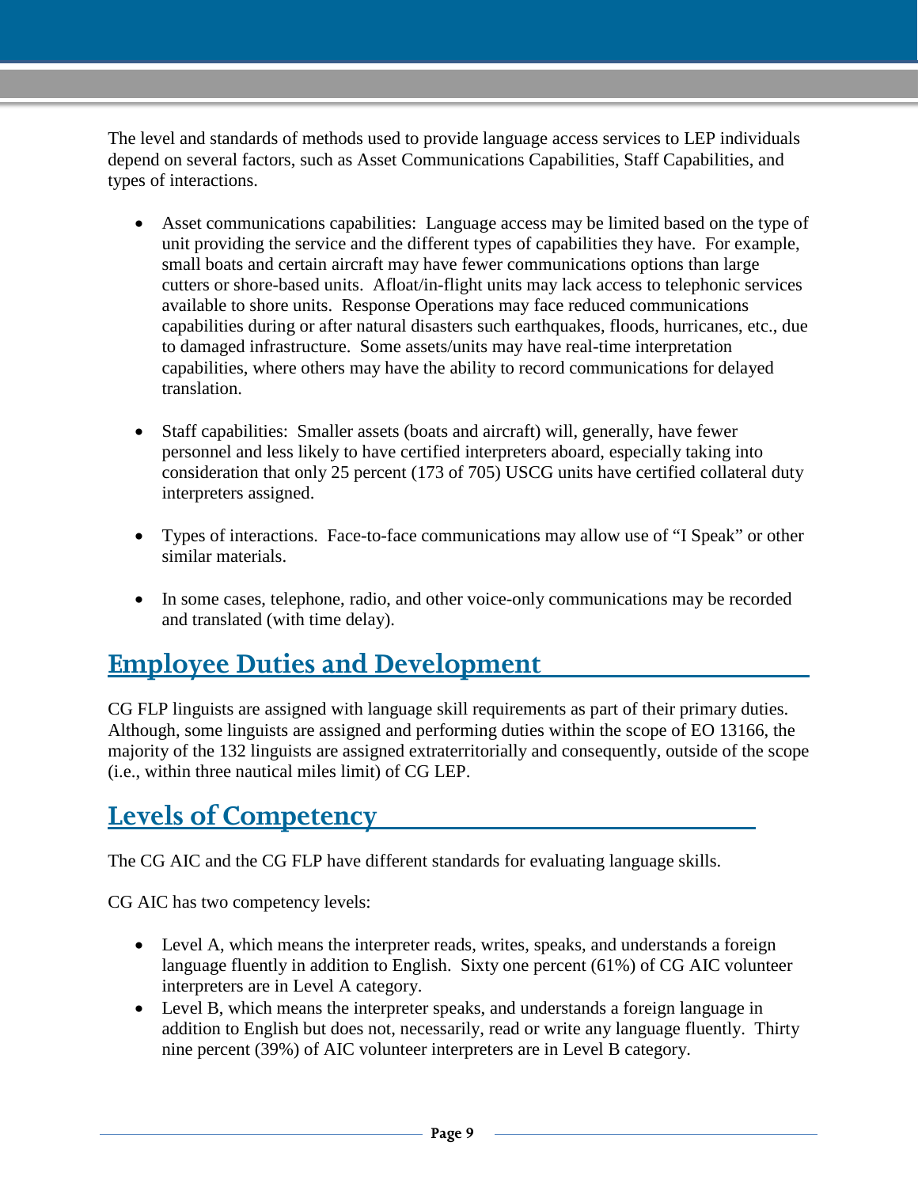The level and standards of methods used to provide language access services to LEP individuals depend on several factors, such as Asset Communications Capabilities, Staff Capabilities, and types of interactions.

- Asset communications capabilities: Language access may be limited based on the type of unit providing the service and the different types of capabilities they have. For example, small boats and certain aircraft may have fewer communications options than large cutters or shore-based units. Afloat/in-flight units may lack access to telephonic services available to shore units. Response Operations may face reduced communications capabilities during or after natural disasters such earthquakes, floods, hurricanes, etc., due to damaged infrastructure. Some assets/units may have real-time interpretation capabilities, where others may have the ability to record communications for delayed translation.

- Staff capabilities: Smaller assets (boats and aircraft) will, generally, have fewer personnel and less likely to have certified interpreters aboard, especially taking into consideration that only 25 percent (173 of 705) USCG units have certified collateral duty interpreters assigned.

- Types of interactions. Face-to-face communications may allow use of "I Speak" or other similar materials.

- In some cases, telephone, radio, and other voice-only communications may be recorded and translated (with time delay).

## Employee Duties and Development

CG FLP linguists are assigned with language skill requirements as part of their primary duties. Although, some linguists are assigned and performing duties within the scope of EO 13166, the majority of the 132 linguists are assigned extraterritorially and consequently, outside of the scope (i.e., within three nautical miles limit) of CG LEP.

## Levels of Competency

The CG AIC and the CG FLP have different standards for evaluating language skills.

CG AIC has two competency levels:

- Level A, which means the interpreter reads, writes, speaks, and understands a foreign language fluently in addition to English. Sixty one percent (61%) of CG AIC volunteer interpreters are in Level A category.
- Level B, which means the interpreter speaks, and understands a foreign language in addition to English but does not, necessarily, read or write any language fluently. Thirty nine percent (39%) of AIC volunteer interpreters are in Level B category.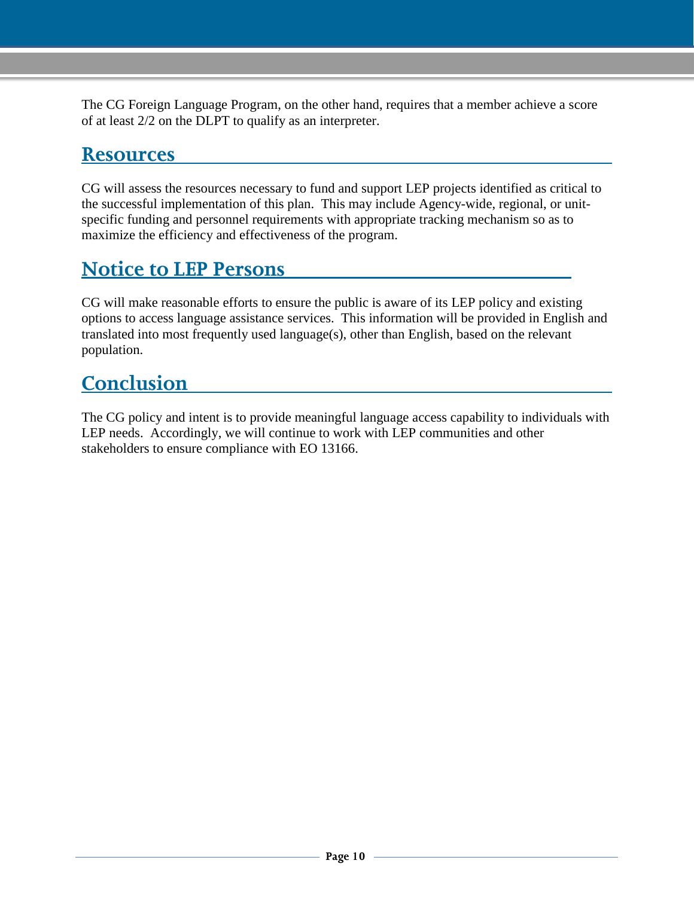The CG Foreign Language Program, on the other hand, requires that a member achieve a score of at least 2/2 on the DLPT to qualify as an interpreter.

## Resources

CG will assess the resources necessary to fund and support LEP projects identified as critical to the successful implementation of this plan. This may include Agency-wide, regional, or unit-specific funding and personnel requirements with appropriate tracking mechanism so as to maximize the efficiency and effectiveness of the program.

## Notice to LEP Persons

CG will make reasonable efforts to ensure the public is aware of its LEP policy and existing options to access language assistance services. This information will be provided in English and translated into most frequently used language(s), other than English, based on the relevant population.

## Conclusion

The CG policy and intent is to provide meaningful language access capability to individuals with LEP needs. Accordingly, we will continue to work with LEP communities and other stakeholders to ensure compliance with EO 13166.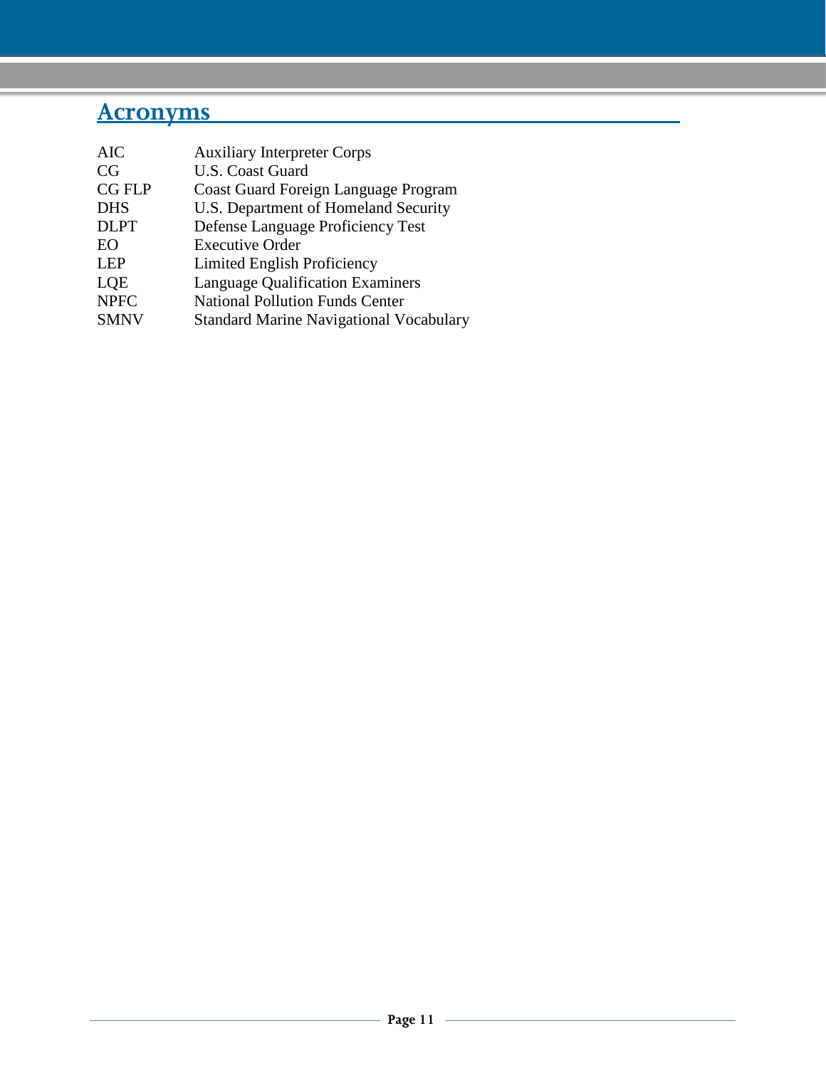# Acronyms

| | |
|---|---|
| AIC | Auxiliary Interpreter Corps |
| CG | U.S. Coast Guard |
| CG FLP | Coast Guard Foreign Language Program |
| DHS | U.S. Department of Homeland Security |
| DLPT | Defense Language Proficiency Test |
| EO | Executive Order |
| LEP | Limited English Proficiency |
| LQE | Language Qualification Examiners |
| NPFC | National Pollution Funds Center |
| SMNV | Standard Marine Navigational Vocabulary |